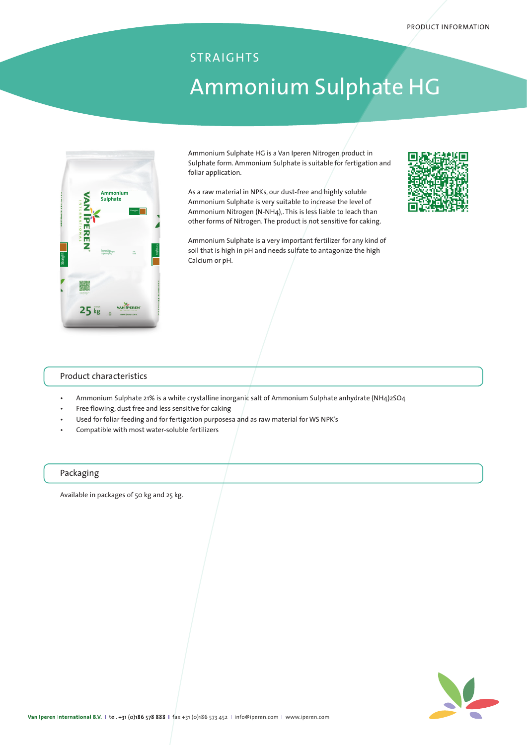PRODUCT INFORMATION

STRAIGHTS

# Ammonium Sulphate HG

Ammonium Sulphate HG is a Van Iperen Nitrogen product in Sulphate form. Ammonium Sulphate is suitable for fertigation and foliar application.

As a raw material in NPKs, our dust-free and highly soluble Ammonium Sulphate is very suitable to increase the level of Ammonium Nitrogen (N-$NH_4$),. This is less liable to leach than other forms of Nitrogen. The product is not sensitive for caking.

Ammonium Sulphate is a very important fertilizer for any kind of soil that is high in pH and needs sulfate to antagonize the high Calcium or pH.

## Product characteristics

- Ammonium Sulphate 21% is a white crystalline inorganic salt of Ammonium Sulphate anhydrate $(NH_4)_2SO_4$
- Free flowing, dust free and less sensitive for caking
- Used for foliar feeding and for fertigation purposesa and as raw material for WS NPK's
- Compatible with most water-soluble fertilizers

## Packaging

Available in packages of 50 kg and 25 kg.

**Van Iperen International B.V.** | tel. +31 (0)186 578 888 | fax +31 (0)186 573 452 | info@iperen.com | www.iperen.com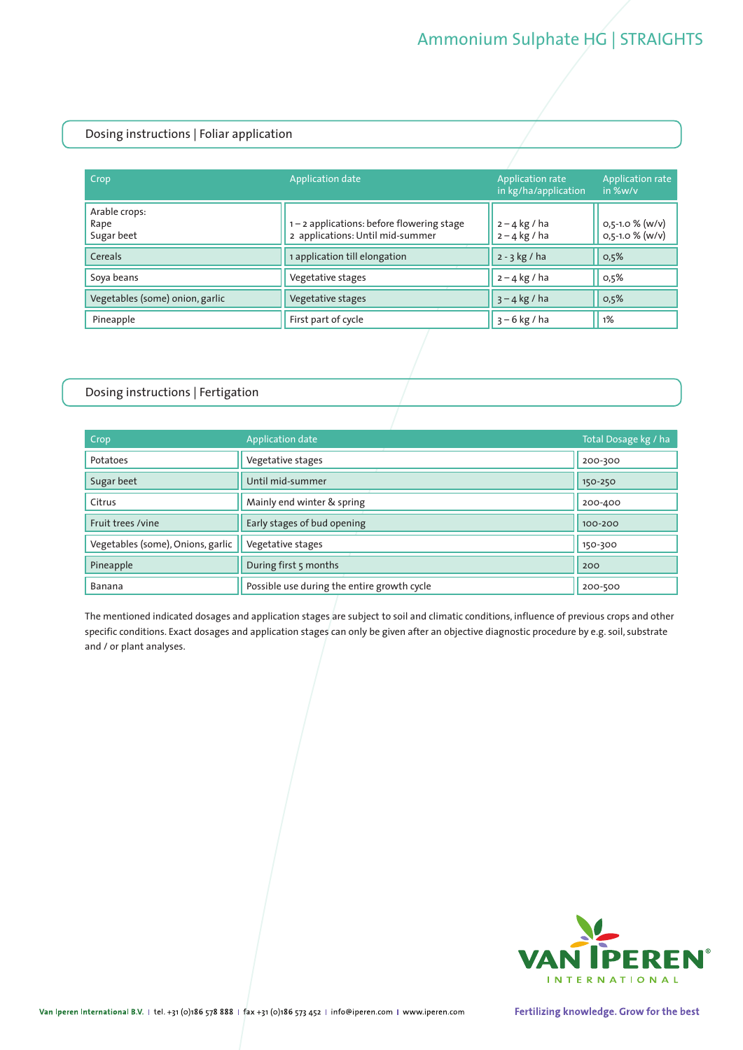## Dosing instructions | Foliar application

| Crop | Application date | Application rate in kg/ha/application | Application rate in %w/v |
|---|---|---|---|
| Arable crops:<br>Rape<br>Sugar beet | 1 – 2 applications: before flowering stage<br>2 applications: Until mid-summer | 2 – 4 kg / ha<br>2 – 4 kg / ha | 0,5-1.0 % (w/v)<br>0,5-1.0 % (w/v) |
| Cereals | 1 application till elongation | 2 - 3 kg / ha | 0,5% |
| Soya beans | Vegetative stages | 2 – 4 kg / ha | 0,5% |
| Vegetables (some) onion, garlic | Vegetative stages | 3 – 4 kg / ha | 0,5% |
| Pineapple | First part of cycle | 3 – 6 kg / ha | 1% |

## Dosing instructions | Fertigation

| Crop | Application date | Total Dosage kg / ha |
|---|---|---|
| Potatoes | Vegetative stages | 200-300 |
| Sugar beet | Until mid-summer | 150-250 |
| Citrus | Mainly end winter & spring | 200-400 |
| Fruit trees /vine | Early stages of bud opening | 100-200 |
| Vegetables (some), Onions, garlic | Vegetative stages | 150-300 |
| Pineapple | During first 5 months | 200 |
| Banana | Possible use during the entire growth cycle | 200-500 |

The mentioned indicated dosages and application stages are subject to soil and climatic conditions, influence of previous crops and other specific conditions. Exact dosages and application stages can only be given after an objective diagnostic procedure by e.g. soil, substrate and / or plant analyses.